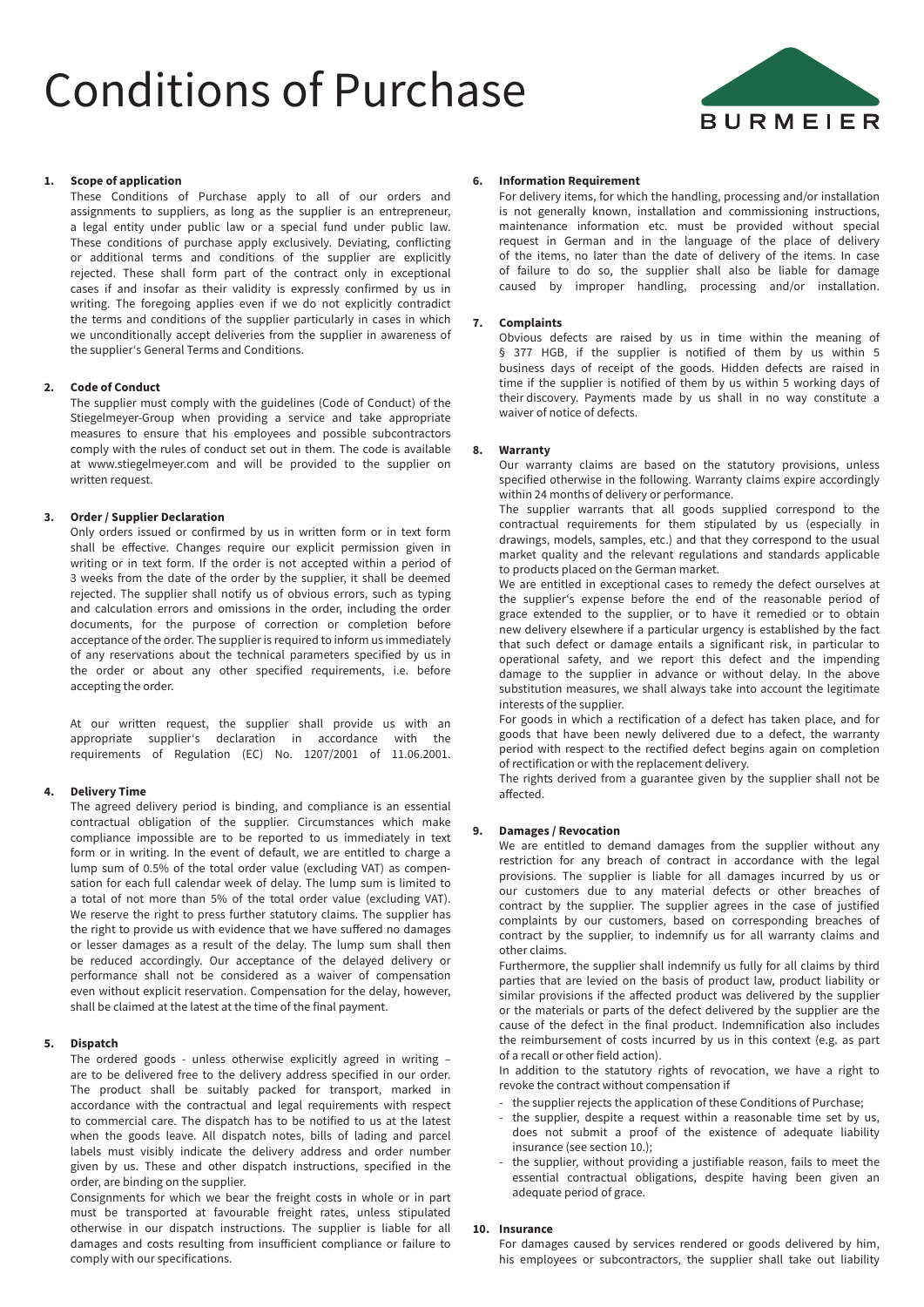# Conditions of Purchase

BURMEIER

### 1. Scope of application

These Conditions of Purchase apply to all of our orders and assignments to suppliers, as long as the supplier is an entrepreneur, a legal entity under public law or a special fund under public law. These conditions of purchase apply exclusively. Deviating, conflicting or additional terms and conditions of the supplier are explicitly rejected. These shall form part of the contract only in exceptional cases if and insofar as their validity is expressly confirmed by us in writing. The foregoing applies even if we do not explicitly contradict the terms and conditions of the supplier particularly in cases in which we unconditionally accept deliveries from the supplier in awareness of the supplier's General Terms and Conditions.

### 2. Code of Conduct

The supplier must comply with the guidelines (Code of Conduct) of the Stiegelmeyer-Group when providing a service and take appropriate measures to ensure that his employees and possible subcontractors comply with the rules of conduct set out in them. The code is available at www.stiegelmeyer.com and will be provided to the supplier on written request.

### 3. Order / Supplier Declaration

Only orders issued or confirmed by us in written form or in text form shall be effective. Changes require our explicit permission given in writing or in text form. If the order is not accepted within a period of 3 weeks from the date of the order by the supplier, it shall be deemed rejected. The supplier shall notify us of obvious errors, such as typing and calculation errors and omissions in the order, including the order documents, for the purpose of correction or completion before acceptance of the order. The supplier is required to inform us immediately of any reservations about the technical parameters specified by us in the order or about any other specified requirements, i.e. before accepting the order.

At our written request, the supplier shall provide us with an appropriate supplier's declaration in accordance with the requirements of Regulation (EC) No. 1207/2001 of 11.06.2001.

### 4. Delivery Time

The agreed delivery period is binding, and compliance is an essential contractual obligation of the supplier. Circumstances which make compliance impossible are to be reported to us immediately in text form or in writing. In the event of default, we are entitled to charge a lump sum of 0.5% of the total order value (excluding VAT) as compensation for each full calendar week of delay. The lump sum is limited to a total of not more than 5% of the total order value (excluding VAT). We reserve the right to press further statutory claims. The supplier has the right to provide us with evidence that we have suffered no damages or lesser damages as a result of the delay. The lump sum shall then be reduced accordingly. Our acceptance of the delayed delivery or performance shall not be considered as a waiver of compensation even without explicit reservation. Compensation for the delay, however, shall be claimed at the latest at the time of the final payment.

### 5. Dispatch

The ordered goods - unless otherwise explicitly agreed in writing – are to be delivered free to the delivery address specified in our order. The product shall be suitably packed for transport, marked in accordance with the contractual and legal requirements with respect to commercial care. The dispatch has to be notified to us at the latest when the goods leave. All dispatch notes, bills of lading and parcel labels must visibly indicate the delivery address and order number given by us. These and other dispatch instructions, specified in the order, are binding on the supplier.

Consignments for which we bear the freight costs in whole or in part must be transported at favourable freight rates, unless stipulated otherwise in our dispatch instructions. The supplier is liable for all damages and costs resulting from insufficient compliance or failure to comply with our specifications.

### 6. Information Requirement

For delivery items, for which the handling, processing and/or installation is not generally known, installation and commissioning instructions, maintenance information etc. must be provided without special request in German and in the language of the place of delivery of the items, no later than the date of delivery of the items. In case of failure to do so, the supplier shall also be liable for damage caused by improper handling, processing and/or installation.

### 7. Complaints

Obvious defects are raised by us in time within the meaning of § 377 HGB, if the supplier is notified of them by us within 5 business days of receipt of the goods. Hidden defects are raised in time if the supplier is notified of them by us within 5 working days of their discovery. Payments made by us shall in no way constitute a waiver of notice of defects.

### 8. Warranty

Our warranty claims are based on the statutory provisions, unless specified otherwise in the following. Warranty claims expire accordingly within 24 months of delivery or performance.

The supplier warrants that all goods supplied correspond to the contractual requirements for them stipulated by us (especially in drawings, models, samples, etc.) and that they correspond to the usual market quality and the relevant regulations and standards applicable to products placed on the German market.

We are entitled in exceptional cases to remedy the defect ourselves at the supplier's expense before the end of the reasonable period of grace extended to the supplier, or to have it remedied or to obtain new delivery elsewhere if a particular urgency is established by the fact that such defect or damage entails a significant risk, in particular to operational safety, and we report this defect and the impending damage to the supplier in advance or without delay. In the above substitution measures, we shall always take into account the legitimate interests of the supplier.

For goods in which a rectification of a defect has taken place, and for goods that have been newly delivered due to a defect, the warranty period with respect to the rectified defect begins again on completion of rectification or with the replacement delivery.

The rights derived from a guarantee given by the supplier shall not be affected.

### 9. Damages / Revocation

We are entitled to demand damages from the supplier without any restriction for any breach of contract in accordance with the legal provisions. The supplier is liable for all damages incurred by us or our customers due to any material defects or other breaches of contract by the supplier. The supplier agrees in the case of justified complaints by our customers, based on corresponding breaches of contract by the supplier, to indemnify us for all warranty claims and other claims.

Furthermore, the supplier shall indemnify us fully for all claims by third parties that are levied on the basis of product law, product liability or similar provisions if the affected product was delivered by the supplier or the materials or parts of the defect delivered by the supplier are the cause of the defect in the final product. Indemnification also includes the reimbursement of costs incurred by us in this context (e.g. as part of a recall or other field action).

In addition to the statutory rights of revocation, we have a right to revoke the contract without compensation if

- the supplier rejects the application of these Conditions of Purchase;
- the supplier, despite a request within a reasonable time set by us, does not submit a proof of the existence of adequate liability insurance (see section 10.);
- the supplier, without providing a justifiable reason, fails to meet the essential contractual obligations, despite having been given an adequate period of grace.

### 10. Insurance

For damages caused by services rendered or goods delivered by him, his employees or subcontractors, the supplier shall take out liability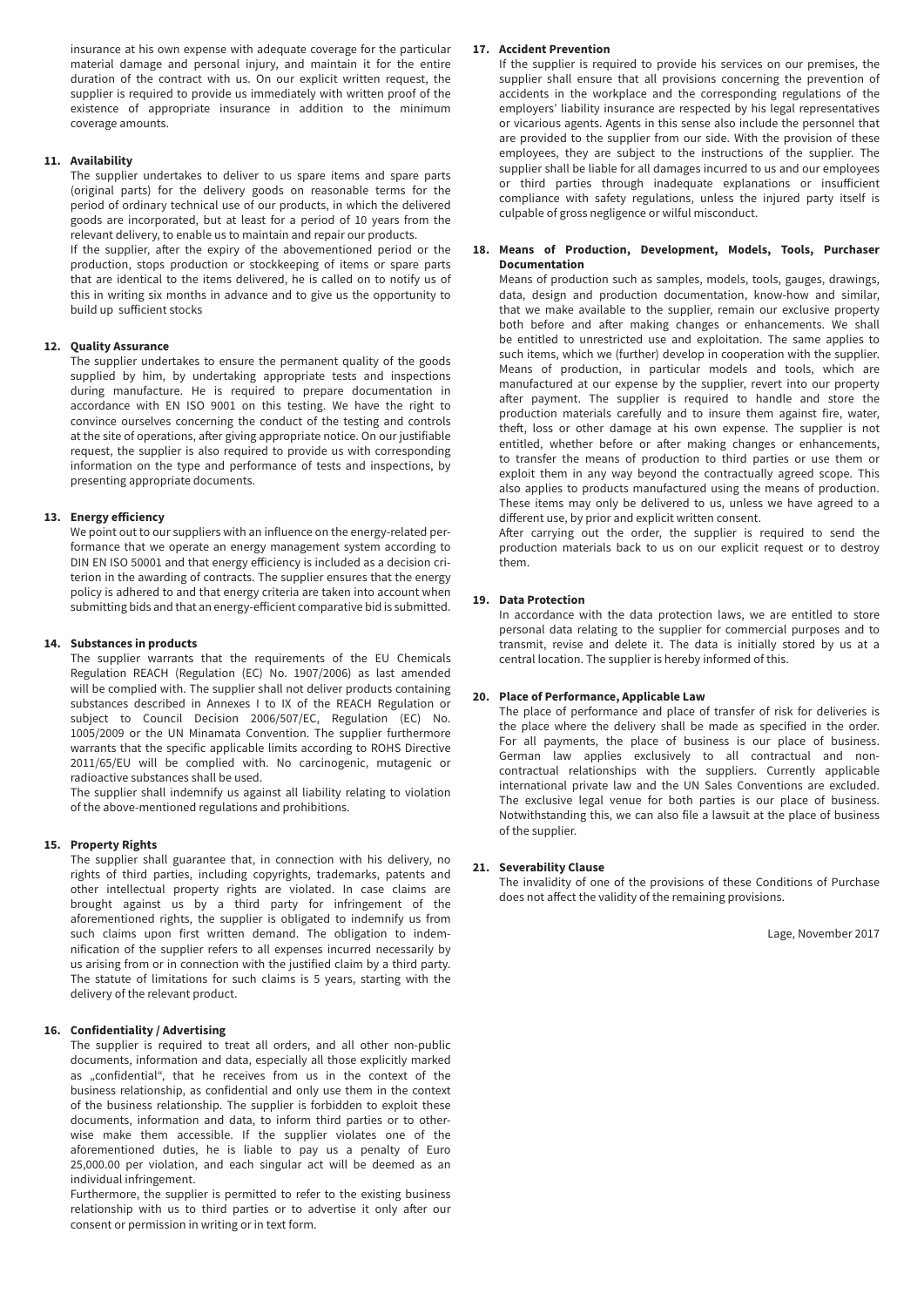insurance at his own expense with adequate coverage for the particular material damage and personal injury, and maintain it for the entire duration of the contract with us. On our explicit written request, the supplier is required to provide us immediately with written proof of the existence of appropriate insurance in addition to the minimum coverage amounts.

**11. Availability**

The supplier undertakes to deliver to us spare items and spare parts (original parts) for the delivery goods on reasonable terms for the period of ordinary technical use of our products, in which the delivered goods are incorporated, but at least for a period of 10 years from the relevant delivery, to enable us to maintain and repair our products.

If the supplier, after the expiry of the abovementioned period or the production, stops production or stockkeeping of items or spare parts that are identical to the items delivered, he is called on to notify us of this in writing six months in advance and to give us the opportunity to build up sufficient stocks

**12. Quality Assurance**

The supplier undertakes to ensure the permanent quality of the goods supplied by him, by undertaking appropriate tests and inspections during manufacture. He is required to prepare documentation in accordance with EN ISO 9001 on this testing. We have the right to convince ourselves concerning the conduct of the testing and controls at the site of operations, after giving appropriate notice. On our justifiable request, the supplier is also required to provide us with corresponding information on the type and performance of tests and inspections, by presenting appropriate documents.

**13. Energy efficiency**

We point out to our suppliers with an influence on the energy-related performance that we operate an energy management system according to DIN EN ISO 50001 and that energy efficiency is included as a decision criterion in the awarding of contracts. The supplier ensures that the energy policy is adhered to and that energy criteria are taken into account when submitting bids and that an energy-efficient comparative bid is submitted.

**14. Substances in products**

The supplier warrants that the requirements of the EU Chemicals Regulation REACH (Regulation (EC) No. 1907/2006) as last amended will be complied with. The supplier shall not deliver products containing substances described in Annexes I to IX of the REACH Regulation or subject to Council Decision 2006/507/EC, Regulation (EC) No. 1005/2009 or the UN Minamata Convention. The supplier furthermore warrants that the specific applicable limits according to ROHS Directive 2011/65/EU will be complied with. No carcinogenic, mutagenic or radioactive substances shall be used.

The supplier shall indemnify us against all liability relating to violation of the above-mentioned regulations and prohibitions.

**15. Property Rights**

The supplier shall guarantee that, in connection with his delivery, no rights of third parties, including copyrights, trademarks, patents and other intellectual property rights are violated. In case claims are brought against us by a third party for infringement of the aforementioned rights, the supplier is obligated to indemnify us from such claims upon first written demand. The obligation to indemnification of the supplier refers to all expenses incurred necessarily by us arising from or in connection with the justified claim by a third party. The statute of limitations for such claims is 5 years, starting with the delivery of the relevant product.

**16. Confidentiality / Advertising**

The supplier is required to treat all orders, and all other non-public documents, information and data, especially all those explicitly marked as „confidential“, that he receives from us in the context of the business relationship, as confidential and only use them in the context of the business relationship. The supplier is forbidden to exploit these documents, information and data, to inform third parties or to otherwise make them accessible. If the supplier violates one of the aforementioned duties, he is liable to pay us a penalty of Euro 25,000.00 per violation, and each singular act will be deemed as an individual infringement.

Furthermore, the supplier is permitted to refer to the existing business relationship with us to third parties or to advertise it only after our consent or permission in writing or in text form.

**17. Accident Prevention**

If the supplier is required to provide his services on our premises, the supplier shall ensure that all provisions concerning the prevention of accidents in the workplace and the corresponding regulations of the employers' liability insurance are respected by his legal representatives or vicarious agents. Agents in this sense also include the personnel that are provided to the supplier from our side. With the provision of these employees, they are subject to the instructions of the supplier. The supplier shall be liable for all damages incurred to us and our employees or third parties through inadequate explanations or insufficient compliance with safety regulations, unless the injured party itself is culpable of gross negligence or wilful misconduct.

**18. Means of Production, Development, Models, Tools, Purchaser Documentation**

Means of production such as samples, models, tools, gauges, drawings, data, design and production documentation, know-how and similar, that we make available to the supplier, remain our exclusive property both before and after making changes or enhancements. We shall be entitled to unrestricted use and exploitation. The same applies to such items, which we (further) develop in cooperation with the supplier. Means of production, in particular models and tools, which are manufactured at our expense by the supplier, revert into our property after payment. The supplier is required to handle and store the production materials carefully and to insure them against fire, water, theft, loss or other damage at his own expense. The supplier is not entitled, whether before or after making changes or enhancements, to transfer the means of production to third parties or use them or exploit them in any way beyond the contractually agreed scope. This also applies to products manufactured using the means of production. These items may only be delivered to us, unless we have agreed to a different use, by prior and explicit written consent.

After carrying out the order, the supplier is required to send the production materials back to us on our explicit request or to destroy them.

**19. Data Protection**

In accordance with the data protection laws, we are entitled to store personal data relating to the supplier for commercial purposes and to transmit, revise and delete it. The data is initially stored by us at a central location. The supplier is hereby informed of this.

**20. Place of Performance, Applicable Law**

The place of performance and place of transfer of risk for deliveries is the place where the delivery shall be made as specified in the order. For all payments, the place of business is our place of business. German law applies exclusively to all contractual and non-contractual relationships with the suppliers. Currently applicable international private law and the UN Sales Conventions are excluded. The exclusive legal venue for both parties is our place of business. Notwithstanding this, we can also file a lawsuit at the place of business of the supplier.

**21. Severability Clause**

The invalidity of one of the provisions of these Conditions of Purchase does not affect the validity of the remaining provisions.

Lage, November 2017